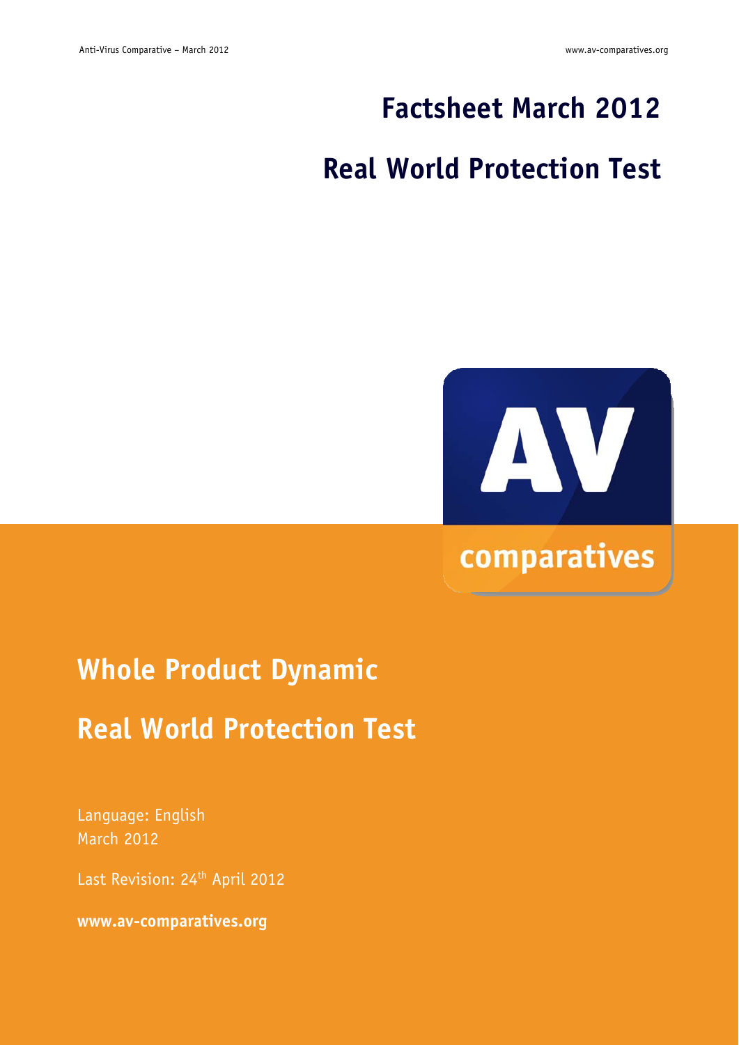# Factsheet March 2012

# Real World Protection Test

## Whole Product Dynamic

## Real World Protection Test

Language: English
March 2012

Last Revision: 24th April 2012

**www.av-comparatives.org**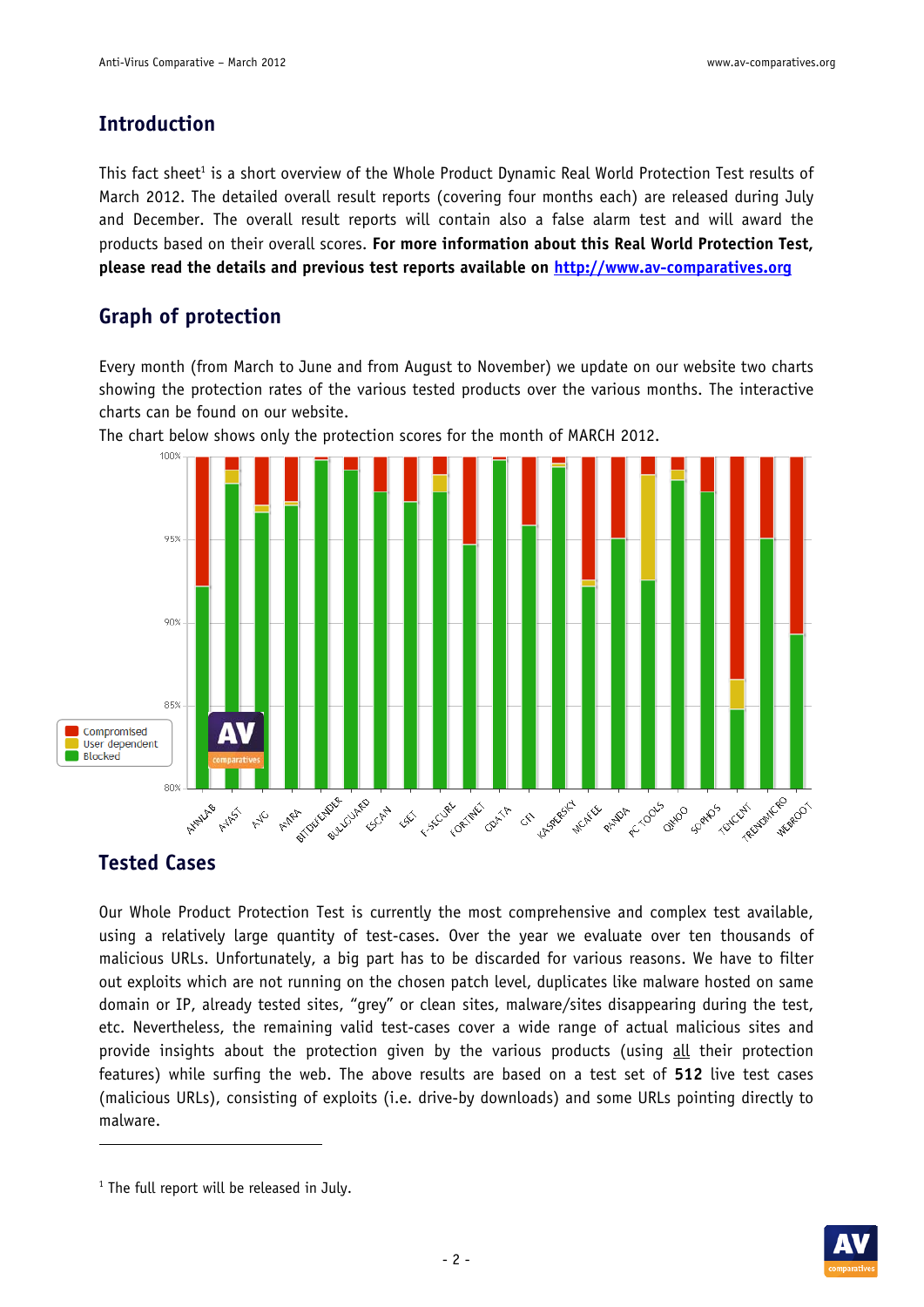## Introduction

This fact sheet[1] is a short overview of the Whole Product Dynamic Real World Protection Test results of March 2012. The detailed overall result reports (covering four months each) are released during July and December. The overall result reports will contain also a false alarm test and will award the products based on their overall scores. **For more information about this Real World Protection Test, please read the details and previous test reports available on [http://www.av-comparatives.org](http://www.av-comparatives.org)**

## Graph of protection

Every month (from March to June and from August to November) we update on our website two charts showing the protection rates of the various tested products over the various months. The interactive charts can be found on our website.

The chart below shows only the protection scores for the month of MARCH 2012.

## Tested Cases

Our Whole Product Protection Test is currently the most comprehensive and complex test available, using a relatively large quantity of test-cases. Over the year we evaluate over ten thousands of malicious URLs. Unfortunately, a big part has to be discarded for various reasons. We have to filter out exploits which are not running on the chosen patch level, duplicates like malware hosted on same domain or IP, already tested sites, "grey" or clean sites, malware/sites disappearing during the test, etc. Nevertheless, the remaining valid test-cases cover a wide range of actual malicious sites and provide insights about the protection given by the various products (using all their protection features) while surfing the web. The above results are based on a test set of **512** live test cases (malicious URLs), consisting of exploits (i.e. drive-by downloads) and some URLs pointing directly to malware.

[1] The full report will be released in July.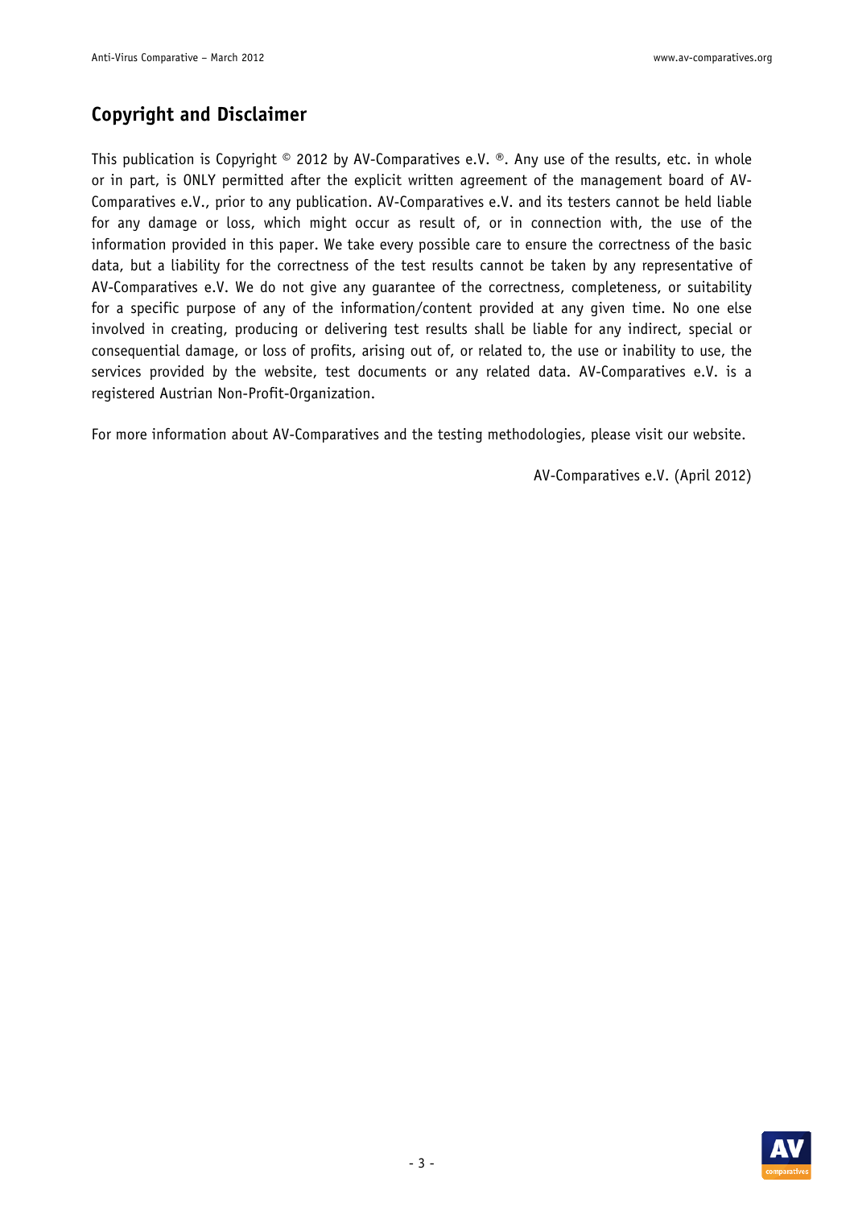## Copyright and Disclaimer

This publication is Copyright © 2012 by AV-Comparatives e.V. ®. Any use of the results, etc. in whole or in part, is ONLY permitted after the explicit written agreement of the management board of AV-Comparatives e.V., prior to any publication. AV-Comparatives e.V. and its testers cannot be held liable for any damage or loss, which might occur as result of, or in connection with, the use of the information provided in this paper. We take every possible care to ensure the correctness of the basic data, but a liability for the correctness of the test results cannot be taken by any representative of AV-Comparatives e.V. We do not give any guarantee of the correctness, completeness, or suitability for a specific purpose of any of the information/content provided at any given time. No one else involved in creating, producing or delivering test results shall be liable for any indirect, special or consequential damage, or loss of profits, arising out of, or related to, the use or inability to use, the services provided by the website, test documents or any related data. AV-Comparatives e.V. is a registered Austrian Non-Profit-Organization.

For more information about AV-Comparatives and the testing methodologies, please visit our website.

AV-Comparatives e.V. (April 2012)